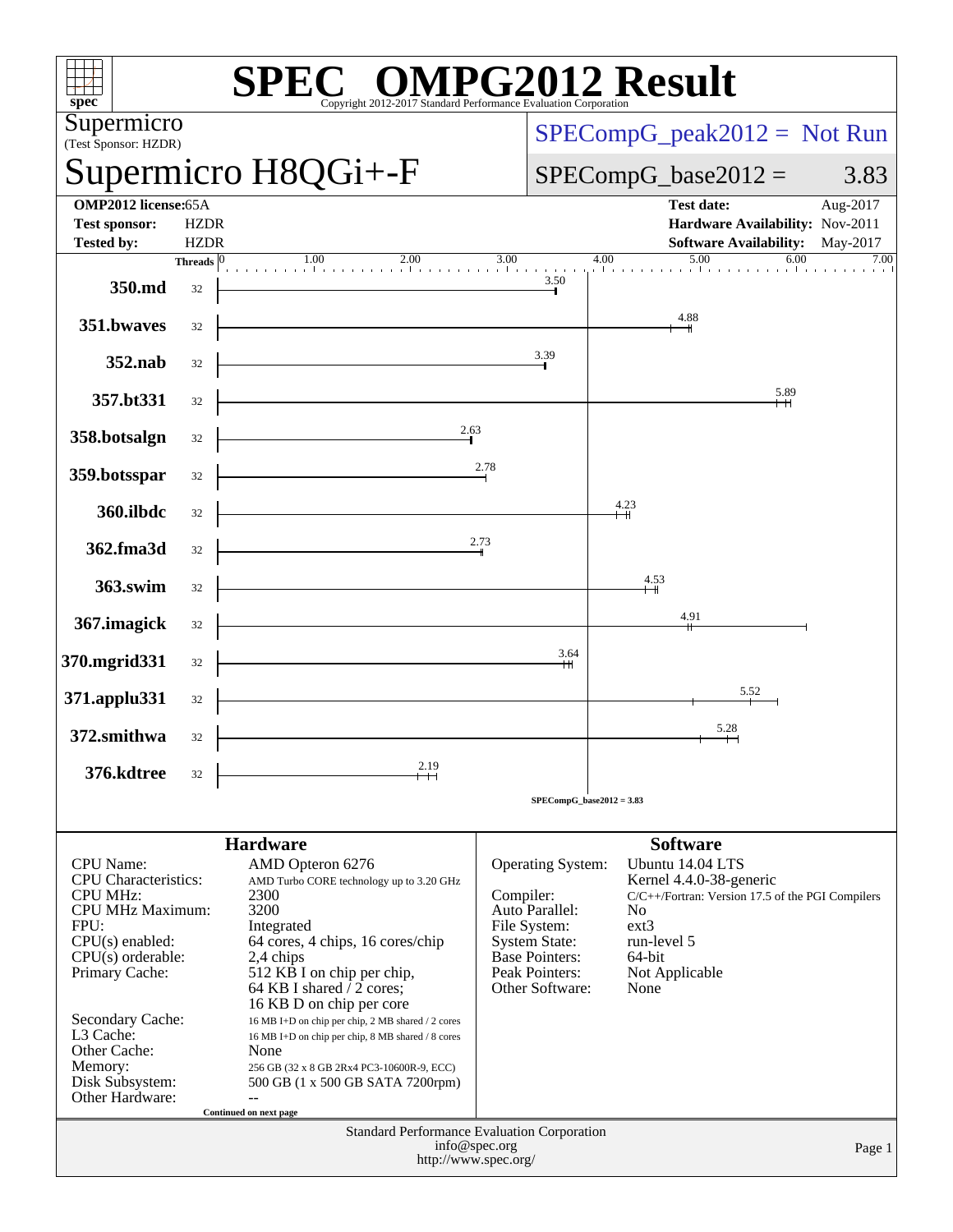# SPEC OMPG2012 Result

Copyright 2012-2017 Standard Performance Evaluation Corporation

**Supermicro**
(Test Sponsor: HZDR)

## Supermicro H8QGi+-F

SPECompG_peak2012 = Not Run

SPECompG_base2012 = 3.83

| | | | |
|---|---|---|---|
| **OMP2012 license:** | 65A | **Test date:** | Aug-2017 |
| **Test sponsor:** | HZDR | **Hardware Availability:** | Nov-2011 |
| **Tested by:** | HZDR | **Software Availability:** | May-2017 |

| Benchmark | Threads | Base Ratio |
|---|---|---|
| 350.md | 32 | 3.50 |
| 351.bwaves | 32 | 4.88 |
| 352.nab | 32 | 3.39 |
| 357.bt331 | 32 | 5.89 |
| 358.botsalgn | 32 | 2.63 |
| 359.botsspar | 32 | 2.78 |
| 360.ilbdc | 32 | 4.23 |
| 362.fma3d | 32 | 2.73 |
| 363.swim | 32 | 4.53 |
| 367.imagick | 32 | 4.91 |
| 370.mgrid331 | 32 | 3.64 |
| 371.applu331 | 32 | 5.52 |
| 372.smithwa | 32 | 5.28 |
| 376.kdtree | 32 | 2.19 |

SPECompG_base2012 = 3.83

### Hardware

| | |
|---|---|
| CPU Name: | AMD Opteron 6276 |
| CPU Characteristics: | AMD Turbo CORE technology up to 3.20 GHz |
| CPU MHz: | 2300 |
| CPU MHz Maximum: | 3200 |
| FPU: | Integrated |
| CPU(s) enabled: | 64 cores, 4 chips, 16 cores/chip |
| CPU(s) orderable: | 2,4 chips |
| Primary Cache: | 512 KB I on chip per chip, 64 KB I shared / 2 cores; 16 KB D on chip per core |
| Secondary Cache: | 16 MB I+D on chip per chip, 2 MB shared / 2 cores |
| L3 Cache: | 16 MB I+D on chip per chip, 8 MB shared / 8 cores |
| Other Cache: | None |
| Memory: | 256 GB (32 x 8 GB 2Rx4 PC3-10600R-9, ECC) |
| Disk Subsystem: | 500 GB (1 x 500 GB SATA 7200rpm) |
| Other Hardware: | -- |

Continued on next page

### Software

| | |
|---|---|
| Operating System: | Ubuntu 14.04 LTS, Kernel 4.4.0-38-generic |
| Compiler: | C/C++/Fortran: Version 17.5 of the PGI Compilers |
| Auto Parallel: | No |
| File System: | ext3 |
| System State: | run-level 5 |
| Base Pointers: | 64-bit |
| Peak Pointers: | Not Applicable |
| Other Software: | None |

Standard Performance Evaluation Corporation
info@spec.org
http://www.spec.org/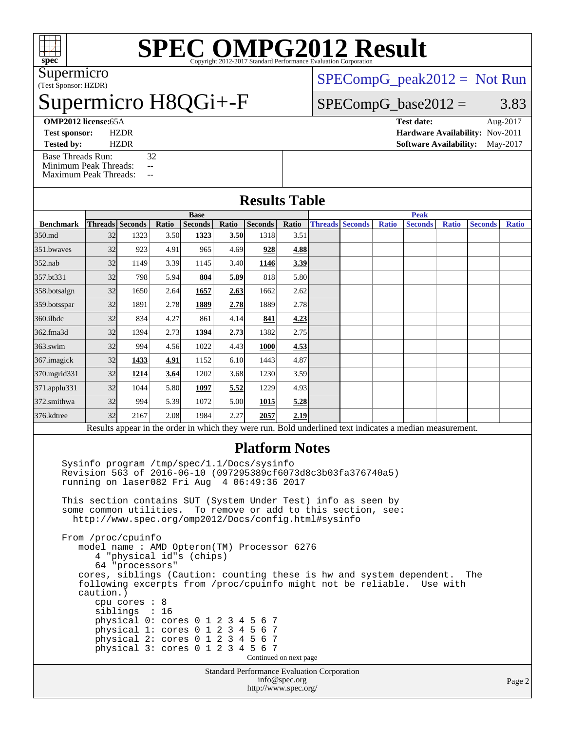# SPEC OMPG2012 Result

Copyright 2012-2017 Standard Performance Evaluation Corporation

Supermicro
(Test Sponsor: HZDR)

# Supermicro H8QGi+-F

SPECompG_peak2012 = Not Run

SPECompG_base2012 = 3.83

**OMP2012 license:** 65A
**Test sponsor:** HZDR
**Tested by:** HZDR

**Test date:** Aug-2017
**Hardware Availability:** Nov-2011
**Software Availability:** May-2017

Base Threads Run: 32
Minimum Peak Threads: --
Maximum Peak Threads: --

## Results Table

| Benchmark | Base | | | | | | | Peak | | | | | | |
|---|---|---|---|---|---|---|---|---|---|---|---|---|---|---|
| | Threads | Seconds | Ratio | Seconds | Ratio | Seconds | Ratio | Threads | Seconds | Ratio | Seconds | Ratio | Seconds | Ratio |
| 350.md | 32 | 1323 | 3.50 | **1323** | **3.50** | 1318 | 3.51 | | | | | | | |
| 351.bwaves | 32 | 923 | 4.91 | 965 | 4.69 | **928** | **4.88** | | | | | | | |
| 352.nab | 32 | 1149 | 3.39 | 1145 | 3.40 | **1146** | **3.39** | | | | | | | |
| 357.bt331 | 32 | 798 | 5.94 | **804** | **5.89** | 818 | 5.80 | | | | | | | |
| 358.botsalgn | 32 | 1650 | 2.64 | **1657** | **2.63** | 1662 | 2.62 | | | | | | | |
| 359.botsspar | 32 | 1891 | 2.78 | **1889** | **2.78** | 1889 | 2.78 | | | | | | | |
| 360.ilbdc | 32 | 834 | 4.27 | 861 | 4.14 | **841** | **4.23** | | | | | | | |
| 362.fma3d | 32 | 1394 | 2.73 | **1394** | **2.73** | 1382 | 2.75 | | | | | | | |
| 363.swim | 32 | 994 | 4.56 | 1022 | 4.43 | **1000** | **4.53** | | | | | | | |
| 367.imagick | 32 | **1433** | **4.91** | 1152 | 6.10 | 1443 | 4.87 | | | | | | | |
| 370.mgrid331 | 32 | **1214** | **3.64** | 1202 | 3.68 | 1230 | 3.59 | | | | | | | |
| 371.applu331 | 32 | 1044 | 5.80 | **1097** | **5.52** | 1229 | 4.93 | | | | | | | |
| 372.smithwa | 32 | 994 | 5.39 | 1072 | 5.00 | **1015** | **5.28** | | | | | | | |
| 376.kdtree | 32 | 2167 | 2.08 | 1984 | 2.27 | **2057** | **2.19** | | | | | | | |

Results appear in the order in which they were run. Bold underlined text indicates a median measurement.

## Platform Notes

```
Sysinfo program /tmp/spec/1.1/Docs/sysinfo
Revision 563 of 2016-06-10 (097295389cf6073d8c3b03fa376740a5)
running on laser082 Fri Aug  4 06:49:36 2017

This section contains SUT (System Under Test) info as seen by
some common utilities.  To remove or add to this section, see:
  http://www.spec.org/omp2012/Docs/config.html#sysinfo

From /proc/cpuinfo
   model name : AMD Opteron(TM) Processor 6276
      4 "physical id"s (chips)
      64 "processors"
   cores, siblings (Caution: counting these is hw and system dependent.  The
   following excerpts from /proc/cpuinfo might not be reliable.  Use with
   caution.)
      cpu cores : 8
      siblings  : 16
      physical 0: cores 0 1 2 3 4 5 6 7
      physical 1: cores 0 1 2 3 4 5 6 7
      physical 2: cores 0 1 2 3 4 5 6 7
      physical 3: cores 0 1 2 3 4 5 6 7
```

Continued on next page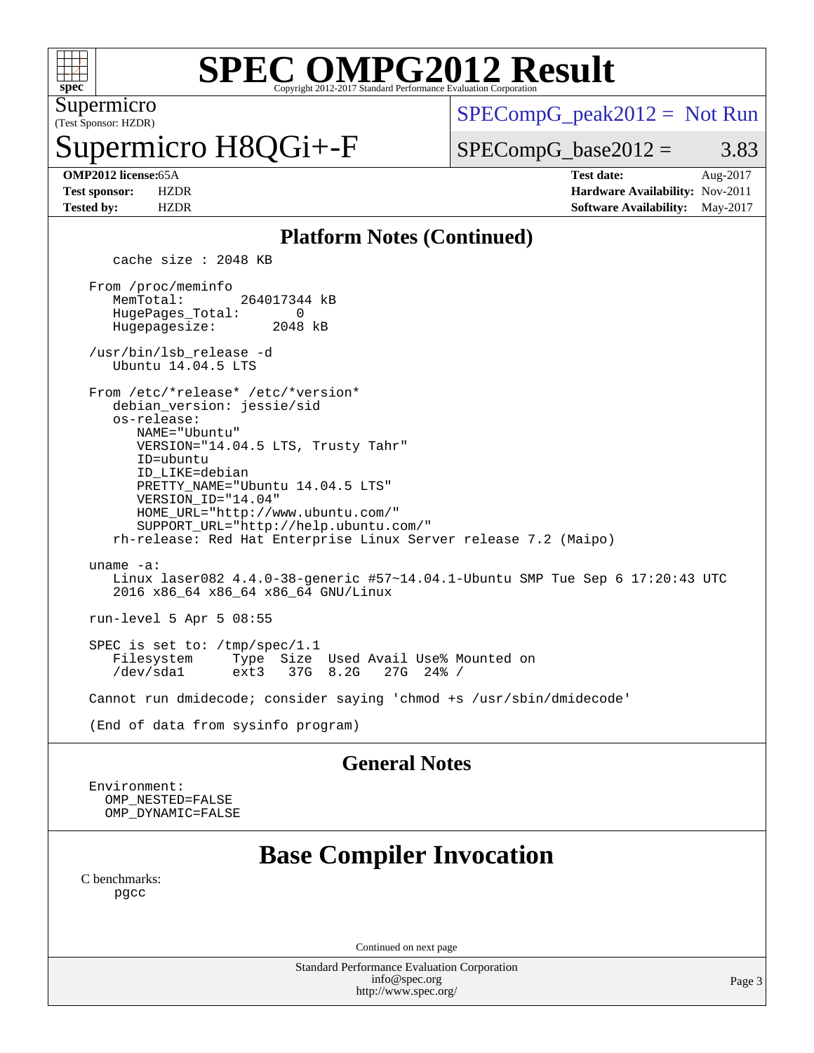# SPEC OMPG2012 Result

Copyright 2012-2017 Standard Performance Evaluation Corporation

Supermicro
(Test Sponsor: HZDR)

# Supermicro H8QGi+-F

SPECompG_peak2012 = Not Run

SPECompG_base2012 = 3.83

**OMP2012 license:** 65A
**Test sponsor:** HZDR
**Tested by:** HZDR

**Test date:** Aug-2017
**Hardware Availability:** Nov-2011
**Software Availability:** May-2017

## Platform Notes (Continued)

```
   cache size : 2048 KB

From /proc/meminfo
   MemTotal:       264017344 kB
   HugePages_Total:       0
   Hugepagesize:       2048 kB

/usr/bin/lsb_release -d
   Ubuntu 14.04.5 LTS

From /etc/*release* /etc/*version*
   debian_version: jessie/sid
   os-release:
      NAME="Ubuntu"
      VERSION="14.04.5 LTS, Trusty Tahr"
      ID=ubuntu
      ID_LIKE=debian
      PRETTY_NAME="Ubuntu 14.04.5 LTS"
      VERSION_ID="14.04"
      HOME_URL="http://www.ubuntu.com/"
      SUPPORT_URL="http://help.ubuntu.com/"
   rh-release: Red Hat Enterprise Linux Server release 7.2 (Maipo)

uname -a:
   Linux laser082 4.4.0-38-generic #57~14.04.1-Ubuntu SMP Tue Sep 6 17:20:43 UTC
   2016 x86_64 x86_64 x86_64 GNU/Linux

run-level 5 Apr 5 08:55

SPEC is set to: /tmp/spec/1.1
   Filesystem     Type  Size  Used Avail Use% Mounted on
   /dev/sda1      ext3   37G  8.2G   27G  24% /

Cannot run dmidecode; consider saying 'chmod +s /usr/sbin/dmidecode'

(End of data from sysinfo program)
```

## General Notes

```
Environment:
  OMP_NESTED=FALSE
  OMP_DYNAMIC=FALSE
```

# Base Compiler Invocation

C benchmarks:
    pgcc

Continued on next page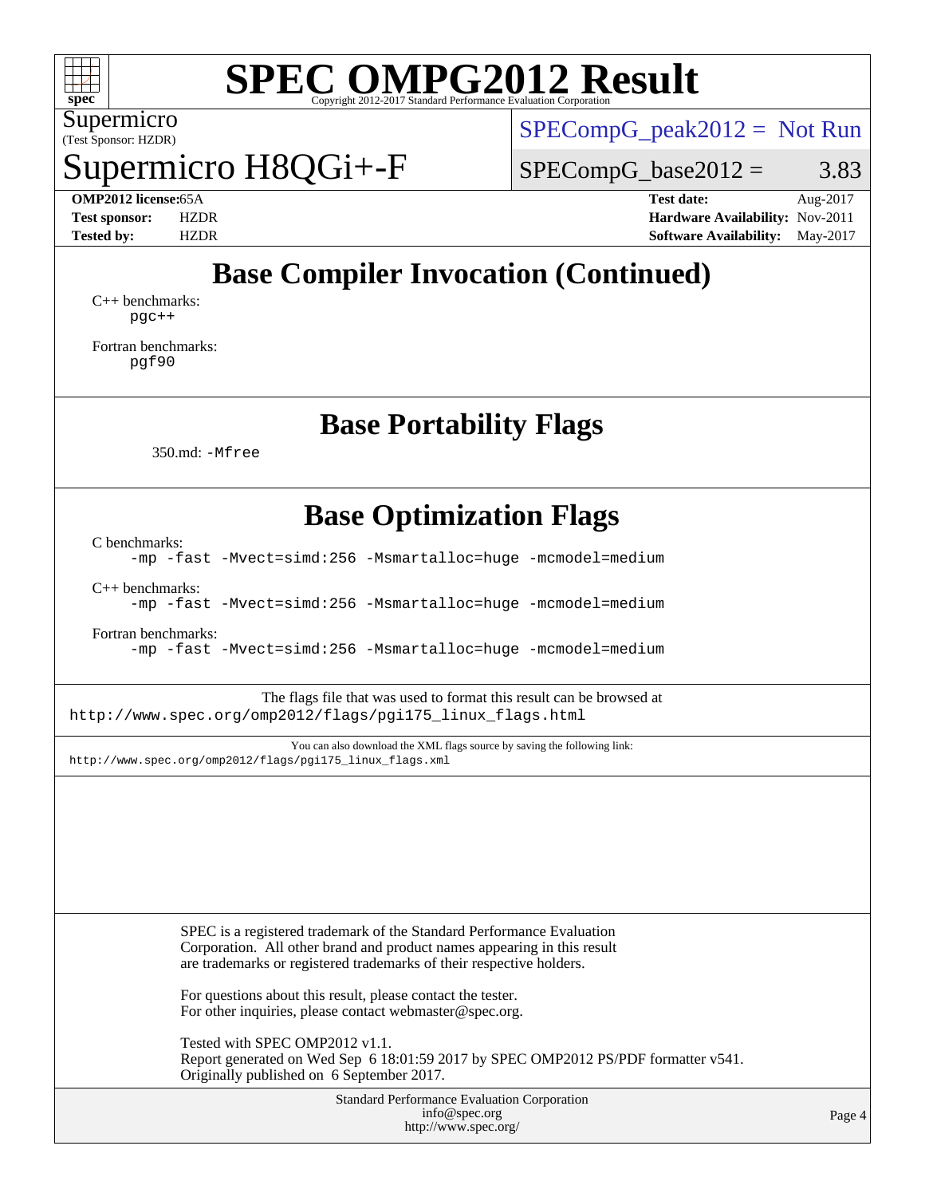# Base Compiler Invocation (Continued)

C++ benchmarks:
pgc++

Fortran benchmarks:
pgf90

# Base Portability Flags

350.md: -Mfree

# Base Optimization Flags

C benchmarks:
-mp -fast -Mvect=simd:256 -Msmartalloc=huge -mcmodel=medium

C++ benchmarks:
-mp -fast -Mvect=simd:256 -Msmartalloc=huge -mcmodel=medium

Fortran benchmarks:
-mp -fast -Mvect=simd:256 -Msmartalloc=huge -mcmodel=medium

The flags file that was used to format this result can be browsed at
http://www.spec.org/omp2012/flags/pgi175_linux_flags.html

You can also download the XML flags source by saving the following link:
http://www.spec.org/omp2012/flags/pgi175_linux_flags.xml

SPEC is a registered trademark of the Standard Performance Evaluation Corporation. All other brand and product names appearing in this result are trademarks or registered trademarks of their respective holders.

For questions about this result, please contact the tester.
For other inquiries, please contact webmaster@spec.org.

Tested with SPEC OMP2012 v1.1.
Report generated on Wed Sep 6 18:01:59 2017 by SPEC OMP2012 PS/PDF formatter v541.
Originally published on 6 September 2017.